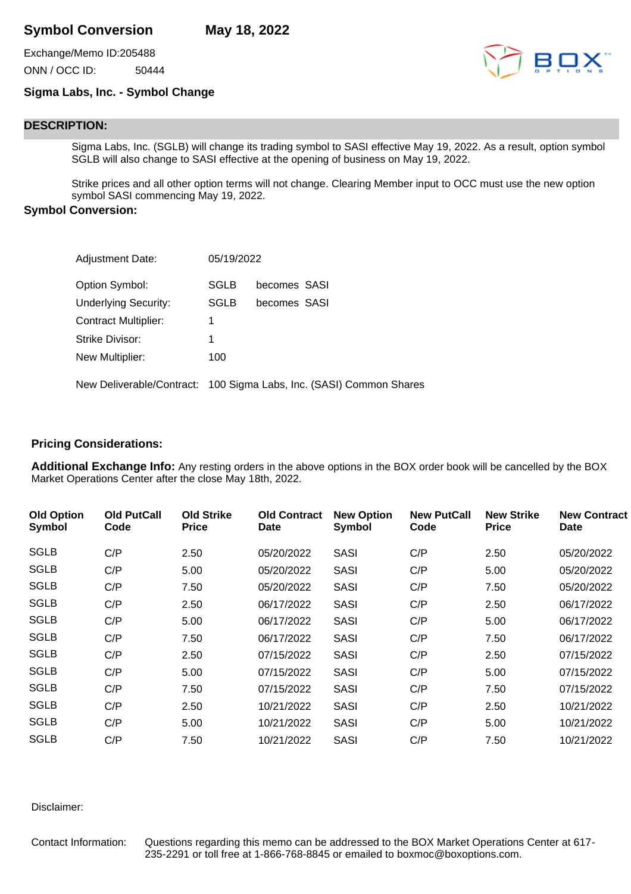# Symbol Conversion May 18, 2022

Exchange/Memo ID:205488

ONN / OCC ID: 50444

## Sigma Labs, Inc. - Symbol Change

## DESCRIPTION:

Sigma Labs, Inc. (SGLB) will change its trading symbol to SASI effective May 19, 2022. As a result, option symbol SGLB will also change to SASI effective at the opening of business on May 19, 2022.

Strike prices and all other option terms will not change. Clearing Member input to OCC must use the new option symbol SASI commencing May 19, 2022.

## Symbol Conversion:

| | | |
|---|---|---|
| Adjustment Date: | 05/19/2022 | |
| Option Symbol: | SGLB | becomes SASI |
| Underlying Security: | SGLB | becomes SASI |
| Contract Multiplier: | 1 | |
| Strike Divisor: | 1 | |
| New Multiplier: | 100 | |

New Deliverable/Contract: 100 Sigma Labs, Inc. (SASI) Common Shares

## Pricing Considerations:

**Additional Exchange Info:** Any resting orders in the above options in the BOX order book will be cancelled by the BOX Market Operations Center after the close May 18th, 2022.

| Old Option Symbol | Old PutCall Code | Old Strike Price | Old Contract Date | New Option Symbol | New PutCall Code | New Strike Price | New Contract Date |
|---|---|---|---|---|---|---|---|
| SGLB | C/P | 2.50 | 05/20/2022 | SASI | C/P | 2.50 | 05/20/2022 |
| SGLB | C/P | 5.00 | 05/20/2022 | SASI | C/P | 5.00 | 05/20/2022 |
| SGLB | C/P | 7.50 | 05/20/2022 | SASI | C/P | 7.50 | 05/20/2022 |
| SGLB | C/P | 2.50 | 06/17/2022 | SASI | C/P | 2.50 | 06/17/2022 |
| SGLB | C/P | 5.00 | 06/17/2022 | SASI | C/P | 5.00 | 06/17/2022 |
| SGLB | C/P | 7.50 | 06/17/2022 | SASI | C/P | 7.50 | 06/17/2022 |
| SGLB | C/P | 2.50 | 07/15/2022 | SASI | C/P | 2.50 | 07/15/2022 |
| SGLB | C/P | 5.00 | 07/15/2022 | SASI | C/P | 5.00 | 07/15/2022 |
| SGLB | C/P | 7.50 | 07/15/2022 | SASI | C/P | 7.50 | 07/15/2022 |
| SGLB | C/P | 2.50 | 10/21/2022 | SASI | C/P | 2.50 | 10/21/2022 |
| SGLB | C/P | 5.00 | 10/21/2022 | SASI | C/P | 5.00 | 10/21/2022 |
| SGLB | C/P | 7.50 | 10/21/2022 | SASI | C/P | 7.50 | 10/21/2022 |

Disclaimer:

Contact Information: Questions regarding this memo can be addressed to the BOX Market Operations Center at 617-235-2291 or toll free at 1-866-768-8845 or emailed to boxmoc@boxoptions.com.